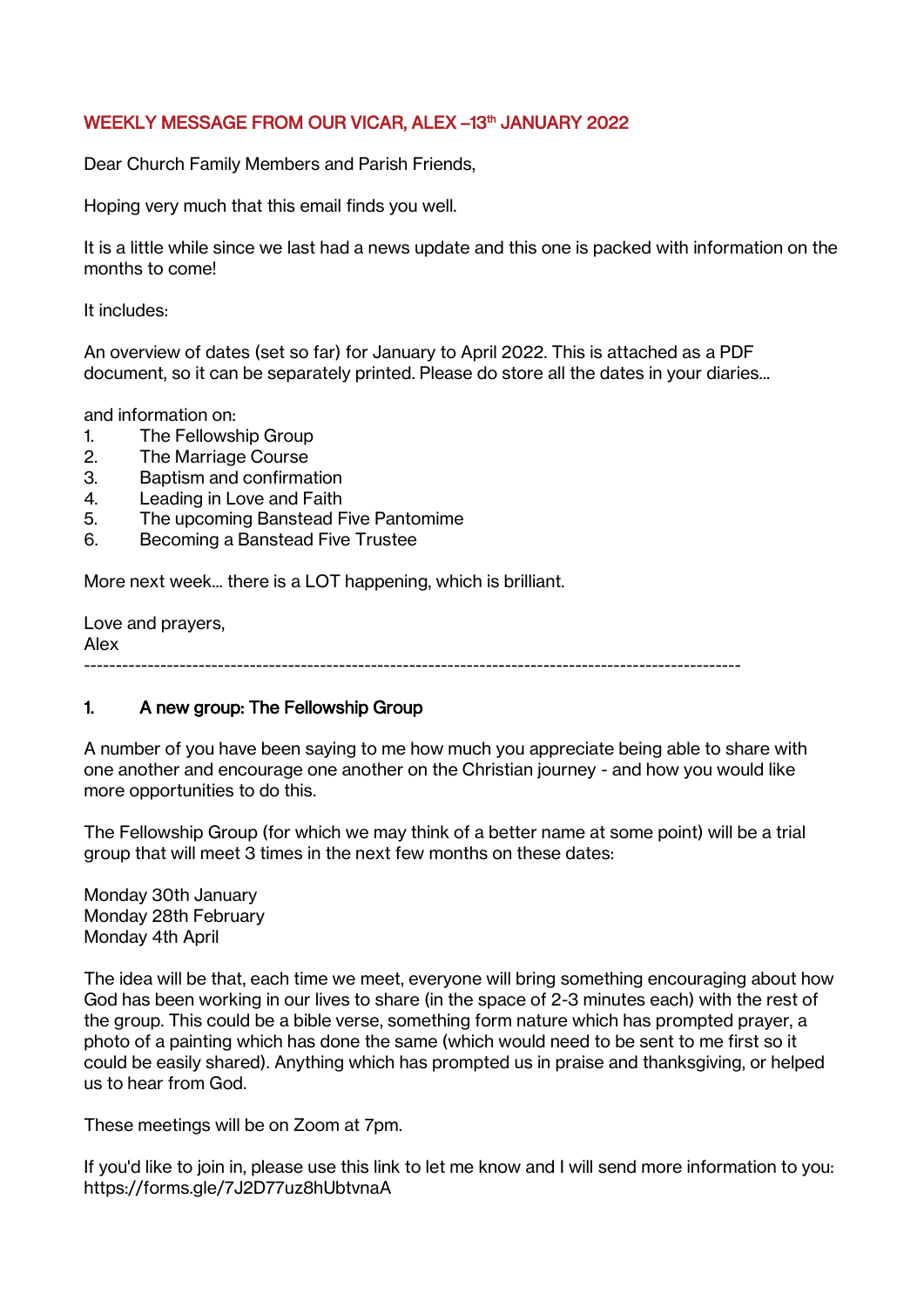## WEEKLY MESSAGE FROM OUR VICAR, ALEX –13th JANUARY 2022

Dear Church Family Members and Parish Friends,

Hoping very much that this email finds you well.

It is a little while since we last had a news update and this one is packed with information on the months to come!

It includes:

An overview of dates (set so far) for January to April 2022. This is attached as a PDF document, so it can be separately printed. Please do store all the dates in your diaries…

and information on:

1. The Fellowship Group
2. The Marriage Course
3. Baptism and confirmation
4. Leading in Love and Faith
5. The upcoming Banstead Five Pantomime
6. Becoming a Banstead Five Trustee

More next week… there is a LOT happening, which is brilliant.

Love and prayers,
Alex

---

### 1. A new group: The Fellowship Group

A number of you have been saying to me how much you appreciate being able to share with one another and encourage one another on the Christian journey - and how you would like more opportunities to do this.

The Fellowship Group (for which we may think of a better name at some point) will be a trial group that will meet 3 times in the next few months on these dates:

Monday 30th January
Monday 28th February
Monday 4th April

The idea will be that, each time we meet, everyone will bring something encouraging about how God has been working in our lives to share (in the space of 2-3 minutes each) with the rest of the group. This could be a bible verse, something form nature which has prompted prayer, a photo of a painting which has done the same (which would need to be sent to me first so it could be easily shared). Anything which has prompted us in praise and thanksgiving, or helped us to hear from God.

These meetings will be on Zoom at 7pm.

If you'd like to join in, please use this link to let me know and I will send more information to you: https://forms.gle/7J2D77uz8hUbtvnaA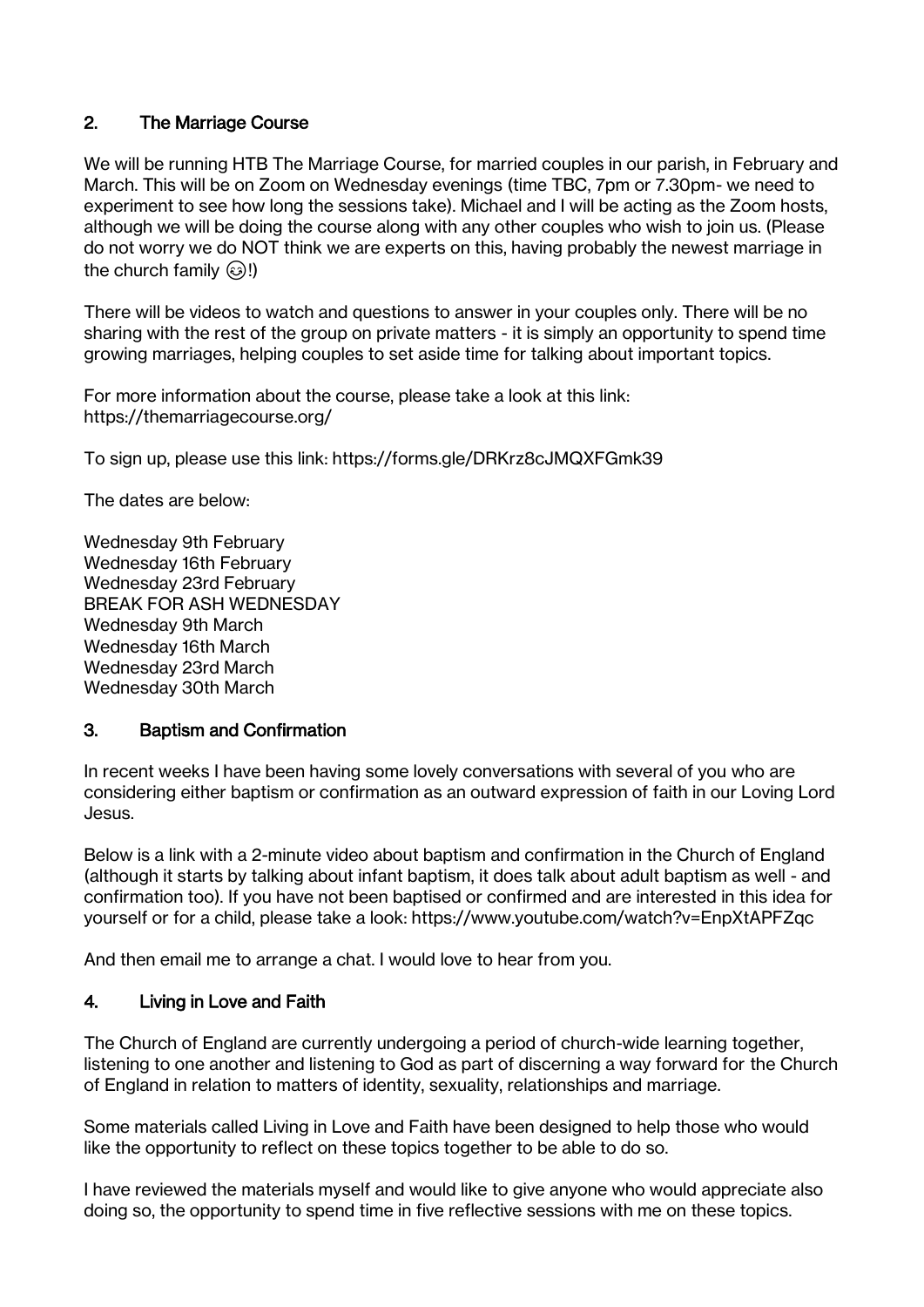## 2. The Marriage Course

We will be running HTB The Marriage Course, for married couples in our parish, in February and March. This will be on Zoom on Wednesday evenings (time TBC, 7pm or 7.30pm- we need to experiment to see how long the sessions take). Michael and I will be acting as the Zoom hosts, although we will be doing the course along with any other couples who wish to join us. (Please do not worry we do NOT think we are experts on this, having probably the newest marriage in the church family 😉!)

There will be videos to watch and questions to answer in your couples only. There will be no sharing with the rest of the group on private matters - it is simply an opportunity to spend time growing marriages, helping couples to set aside time for talking about important topics.

For more information about the course, please take a look at this link: https://themarriagecourse.org/

To sign up, please use this link: https://forms.gle/DRKrz8cJMQXFGmk39

The dates are below:

Wednesday 9th February
Wednesday 16th February
Wednesday 23rd February
BREAK FOR ASH WEDNESDAY
Wednesday 9th March
Wednesday 16th March
Wednesday 23rd March
Wednesday 30th March

## 3. Baptism and Confirmation

In recent weeks I have been having some lovely conversations with several of you who are considering either baptism or confirmation as an outward expression of faith in our Loving Lord Jesus.

Below is a link with a 2-minute video about baptism and confirmation in the Church of England (although it starts by talking about infant baptism, it does talk about adult baptism as well - and confirmation too). If you have not been baptised or confirmed and are interested in this idea for yourself or for a child, please take a look: https://www.youtube.com/watch?v=EnpXtAPFZqc

And then email me to arrange a chat. I would love to hear from you.

## 4. Living in Love and Faith

The Church of England are currently undergoing a period of church-wide learning together, listening to one another and listening to God as part of discerning a way forward for the Church of England in relation to matters of identity, sexuality, relationships and marriage.

Some materials called Living in Love and Faith have been designed to help those who would like the opportunity to reflect on these topics together to be able to do so.

I have reviewed the materials myself and would like to give anyone who would appreciate also doing so, the opportunity to spend time in five reflective sessions with me on these topics.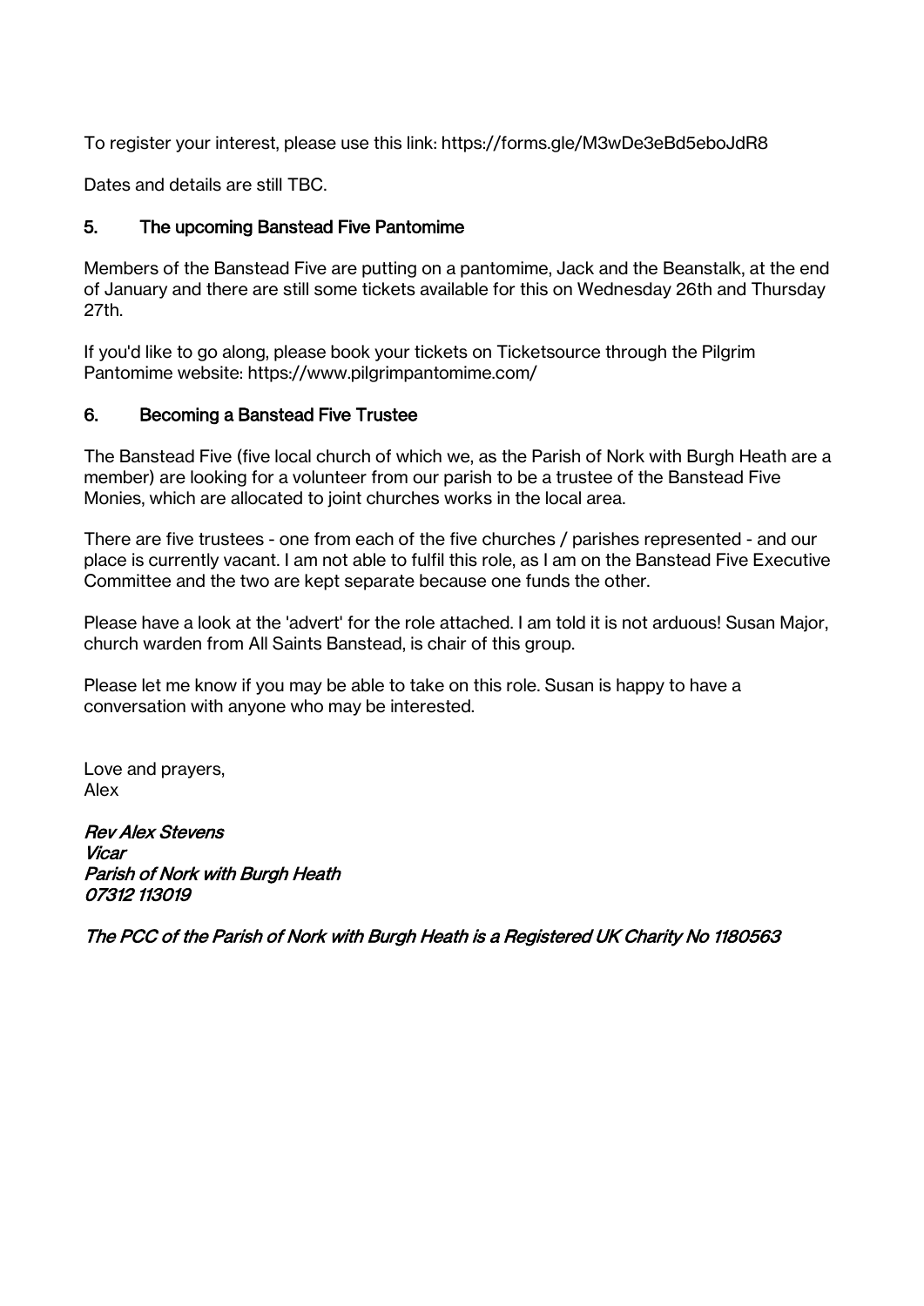To register your interest, please use this link: https://forms.gle/M3wDe3eBd5eboJdR8

Dates and details are still TBC.

## 5. The upcoming Banstead Five Pantomime

Members of the Banstead Five are putting on a pantomime, Jack and the Beanstalk, at the end of January and there are still some tickets available for this on Wednesday 26th and Thursday 27th.

If you'd like to go along, please book your tickets on Ticketsource through the Pilgrim Pantomime website: https://www.pilgrimpantomime.com/

## 6. Becoming a Banstead Five Trustee

The Banstead Five (five local church of which we, as the Parish of Nork with Burgh Heath are a member) are looking for a volunteer from our parish to be a trustee of the Banstead Five Monies, which are allocated to joint churches works in the local area.

There are five trustees - one from each of the five churches / parishes represented - and our place is currently vacant. I am not able to fulfil this role, as I am on the Banstead Five Executive Committee and the two are kept separate because one funds the other.

Please have a look at the 'advert' for the role attached. I am told it is not arduous! Susan Major, church warden from All Saints Banstead, is chair of this group.

Please let me know if you may be able to take on this role. Susan is happy to have a conversation with anyone who may be interested.

Love and prayers,
Alex

*Rev Alex Stevens*
*Vicar*
*Parish of Nork with Burgh Heath*
*07312 113019*

*The PCC of the Parish of Nork with Burgh Heath is a Registered UK Charity No 1180563*